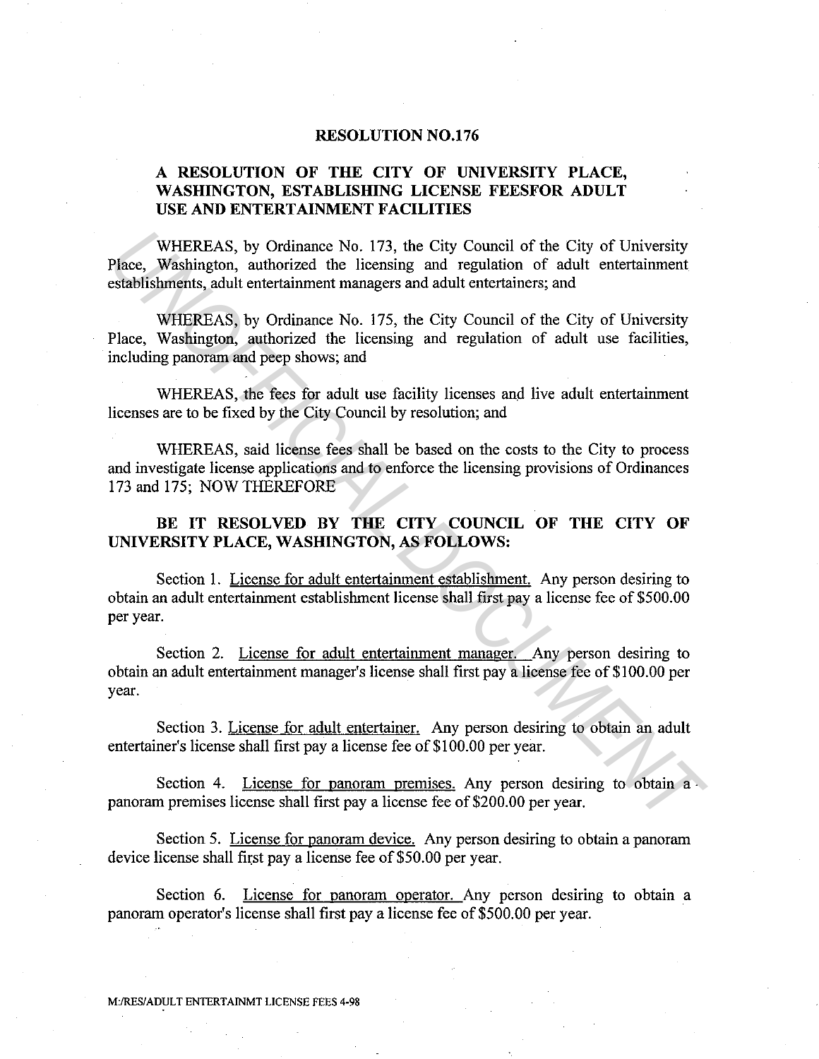# RESOLUTION NO.176

## A RESOLUTION OF THE CITY OF UNIVERSITY PLACE, WASHINGTON, ESTABLISHING LICENSE FEESFOR ADULT USE AND ENTERTAINMENT FACILITIES

WHEREAS, by Ordinance No. 173, the City Council of the City of University Place, Washington, authorized the licensing and regulation of adult entertainment establishments, adult entertainment managers and adult entertainers; and

WHEREAS, by Ordinance No. 175, the City Council of the City of University Place, Washington, authorized the licensing and regulation of adult use facilities, including panoram and peep shows; and

WHEREAS, the fees for adult use facility licenses and live adult entertainment licenses are to be fixed by the City Council by resolution; and

WHEREAS, said license fees shall be based on the costs to the City to process and investigate license applications and to enforce the licensing provisions of Ordinances 173 and 175; NOW THEREFORE

**BE IT RESOLVED BY THE CITY COUNCIL OF THE CITY OF UNIVERSITY PLACE, WASHINGTON, AS FOLLOWS:**

Section 1. License for adult entertainment establishment. Any person desiring to obtain an adult entertainment establishment license shall first pay a license fee of $500.00 per year.

Section 2. License for adult entertainment manager. Any person desiring to obtain an adult entertainment manager's license shall first pay a license fee of $100.00 per year.

Section 3. License for adult entertainer. Any person desiring to obtain an adult entertainer's license shall first pay a license fee of $100.00 per year.

Section 4. License for panoram premises. Any person desiring to obtain a panoram premises license shall first pay a license fee of $200.00 per year.

Section 5. License for panoram device. Any person desiring to obtain a panoram device license shall first pay a license fee of $50.00 per year.

Section 6. License for panoram operator. Any person desiring to obtain a panoram operator's license shall first pay a license fee of $500.00 per year.

M:/RES/ADULT ENTERTAINMT LICENSE FEES 4-98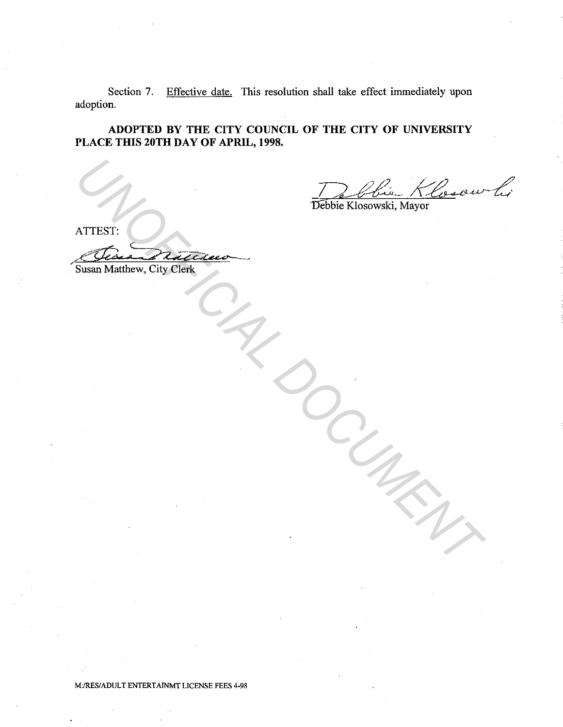Section 7. Effective date. This resolution shall take effect immediately upon adoption.

**ADOPTED BY THE CITY COUNCIL OF THE CITY OF UNIVERSITY PLACE THIS 20TH DAY OF APRIL, 1998.**

Debbie Klosowski, Mayor

ATTEST:

Susan Matthew, City Clerk

M:/RES/ADULT ENTERTAINMT LICENSE FEES 4-98